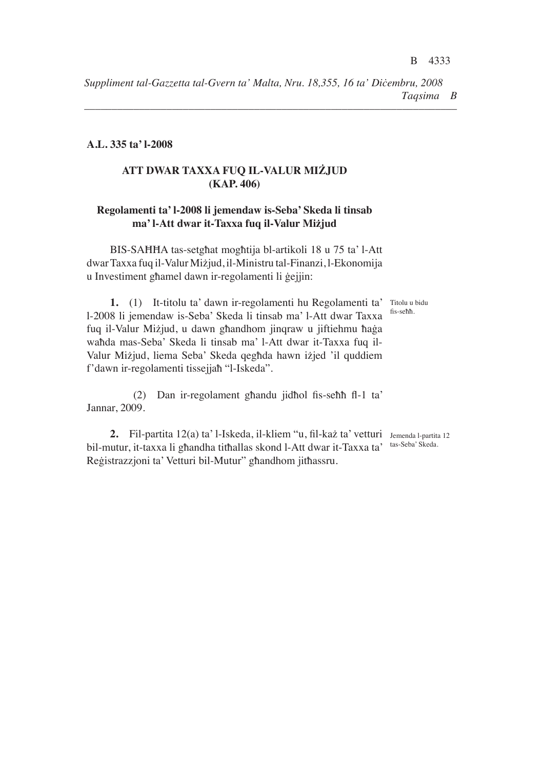**A.L. 335 ta' l-2008**

## ATT DWAR TAXXA FUQ IL-VALUR MIŻJUD (KAP. 406)

### Regolamenti ta' l-2008 li jemendaw is-Seba' Skeda li tinsab ma' l-Att dwar it-Taxxa fuq il-Valur Miżjud

BIS-SAĦĦA tas-setgħat mogħtija bl-artikoli 18 u 75 ta' l-Att dwar Taxxa fuq il-Valur Miżjud, il-Ministru tal-Finanzi, l-Ekonomija u Investiment għamel dawn ir-regolamenti li ġejjin:

Titolu u bidu fis-seħħ.

**1.** (1) It-titolu ta' dawn ir-regolamenti hu Regolamenti ta' l-2008 li jemendaw is-Seba' Skeda li tinsab ma' l-Att dwar Taxxa fuq il-Valur Miżjud, u dawn għandhom jinqraw u jiftiehmu ħaġa waħda mas-Seba' Skeda li tinsab ma' l-Att dwar it-Taxxa fuq il-Valur Miżjud, liema Seba' Skeda qegħda hawn iżjed 'il quddiem f'dawn ir-regolamenti tissejjaħ "l-Iskeda".

(2) Dan ir-regolament għandu jidħol fis-seħħ fl-1 ta' Jannar, 2009.

Jemenda l-partita 12 tas-Seba' Skeda.

**2.** Fil-partita 12(a) ta' l-Iskeda, il-kliem "u, fil-każ ta' vetturi bil-mutur, it-taxxa li għandha titħallas skond l-Att dwar it-Taxxa ta' Reġistrazzjoni ta' Vetturi bil-Mutur" għandhom jitħassru.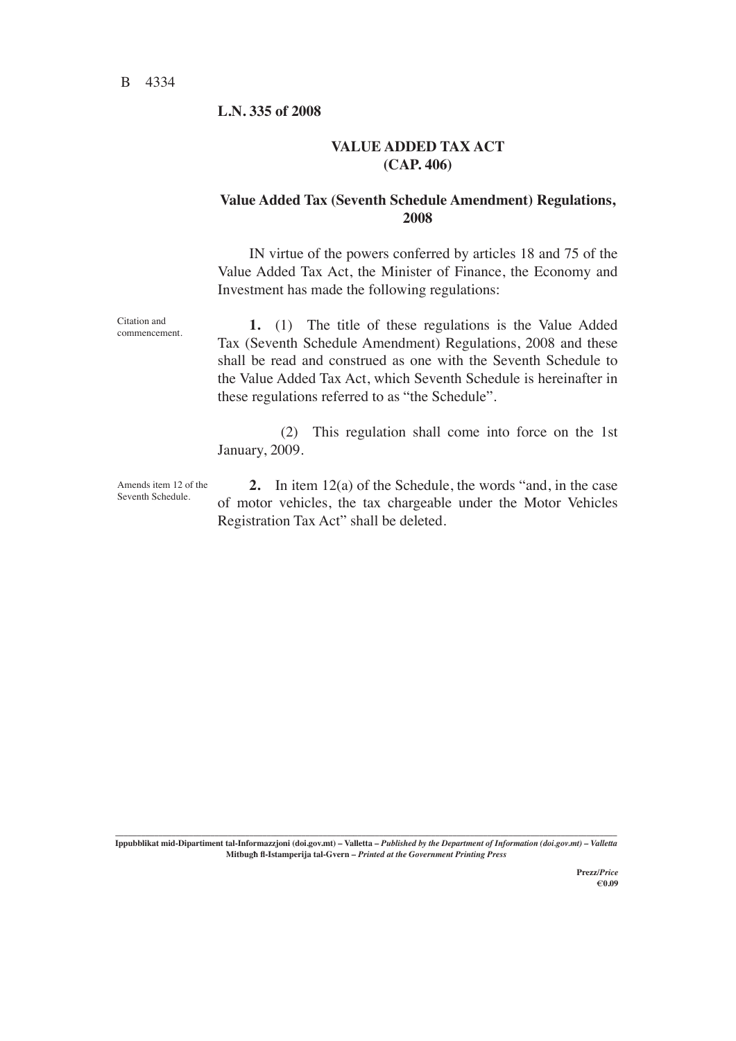**L.N. 335 of 2008**

## VALUE ADDED TAX ACT
## (CAP. 406)

### Value Added Tax (Seventh Schedule Amendment) Regulations, 2008

IN virtue of the powers conferred by articles 18 and 75 of the Value Added Tax Act, the Minister of Finance, the Economy and Investment has made the following regulations:

Citation and commencement.

**1.** (1) The title of these regulations is the Value Added Tax (Seventh Schedule Amendment) Regulations, 2008 and these shall be read and construed as one with the Seventh Schedule to the Value Added Tax Act, which Seventh Schedule is hereinafter in these regulations referred to as "the Schedule".

(2) This regulation shall come into force on the 1st January, 2009.

Amends item 12 of the Seventh Schedule.

**2.** In item 12(a) of the Schedule, the words "and, in the case of motor vehicles, the tax chargeable under the Motor Vehicles Registration Tax Act" shall be deleted.

**Ippubblikat mid-Dipartiment tal-Informazzjoni (doi.gov.mt) – Valletta –** ***Published by the Department of Information (doi.gov.mt) – Valletta***
**Mitbugħ fl-Istamperija tal-Gvern –** ***Printed at the Government Printing Press***

**Prezz/*Price***
**€0.09**